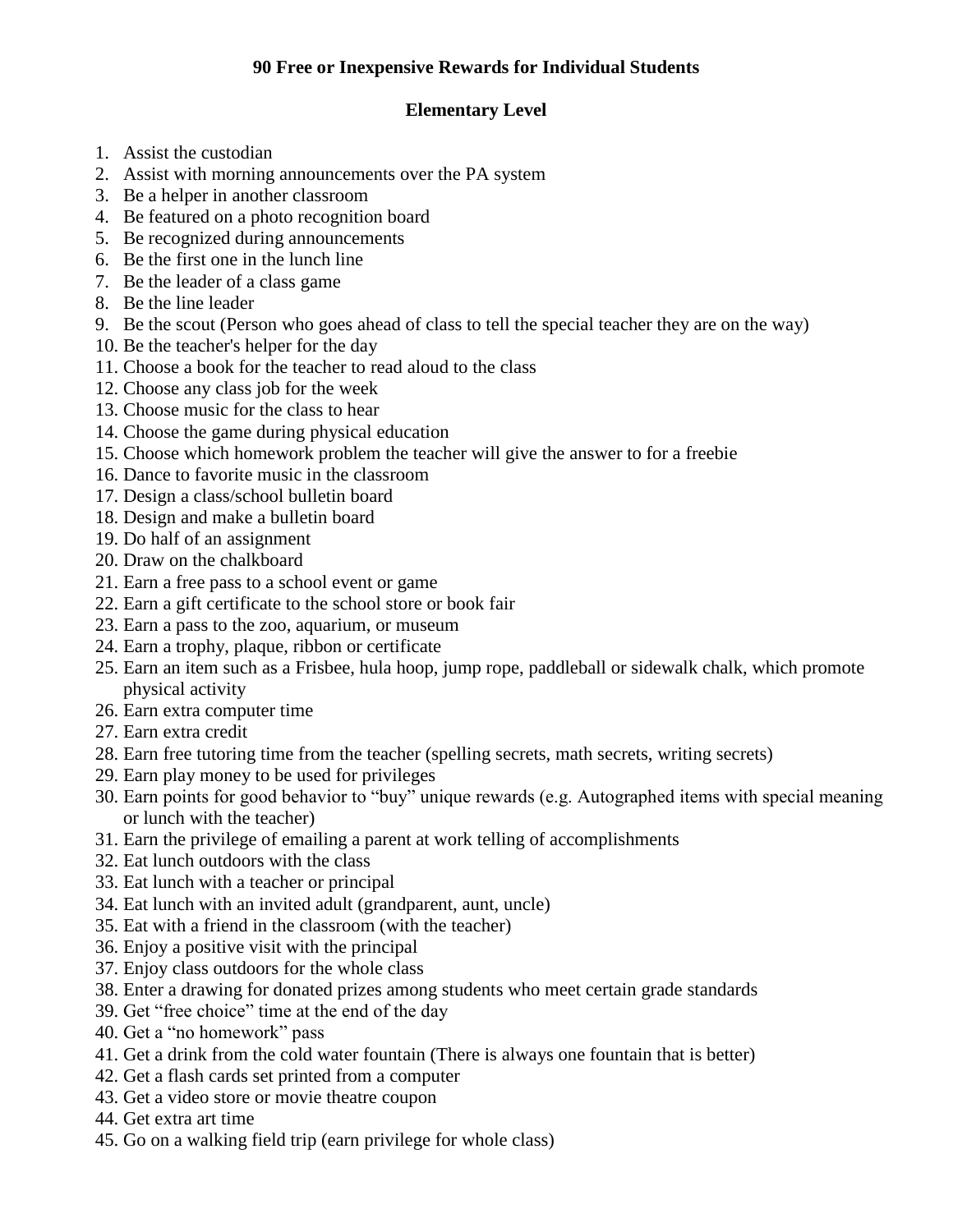**90 Free or Inexpensive Rewards for Individual Students**

**Elementary Level**

1. Assist the custodian
2. Assist with morning announcements over the PA system
3. Be a helper in another classroom
4. Be featured on a photo recognition board
5. Be recognized during announcements
6. Be the first one in the lunch line
7. Be the leader of a class game
8. Be the line leader
9. Be the scout (Person who goes ahead of class to tell the special teacher they are on the way)
10. Be the teacher's helper for the day
11. Choose a book for the teacher to read aloud to the class
12. Choose any class job for the week
13. Choose music for the class to hear
14. Choose the game during physical education
15. Choose which homework problem the teacher will give the answer to for a freebie
16. Dance to favorite music in the classroom
17. Design a class/school bulletin board
18. Design and make a bulletin board
19. Do half of an assignment
20. Draw on the chalkboard
21. Earn a free pass to a school event or game
22. Earn a gift certificate to the school store or book fair
23. Earn a pass to the zoo, aquarium, or museum
24. Earn a trophy, plaque, ribbon or certificate
25. Earn an item such as a Frisbee, hula hoop, jump rope, paddleball or sidewalk chalk, which promote physical activity
26. Earn extra computer time
27. Earn extra credit
28. Earn free tutoring time from the teacher (spelling secrets, math secrets, writing secrets)
29. Earn play money to be used for privileges
30. Earn points for good behavior to "buy" unique rewards (e.g. Autographed items with special meaning or lunch with the teacher)
31. Earn the privilege of emailing a parent at work telling of accomplishments
32. Eat lunch outdoors with the class
33. Eat lunch with a teacher or principal
34. Eat lunch with an invited adult (grandparent, aunt, uncle)
35. Eat with a friend in the classroom (with the teacher)
36. Enjoy a positive visit with the principal
37. Enjoy class outdoors for the whole class
38. Enter a drawing for donated prizes among students who meet certain grade standards
39. Get "free choice" time at the end of the day
40. Get a "no homework" pass
41. Get a drink from the cold water fountain (There is always one fountain that is better)
42. Get a flash cards set printed from a computer
43. Get a video store or movie theatre coupon
44. Get extra art time
45. Go on a walking field trip (earn privilege for whole class)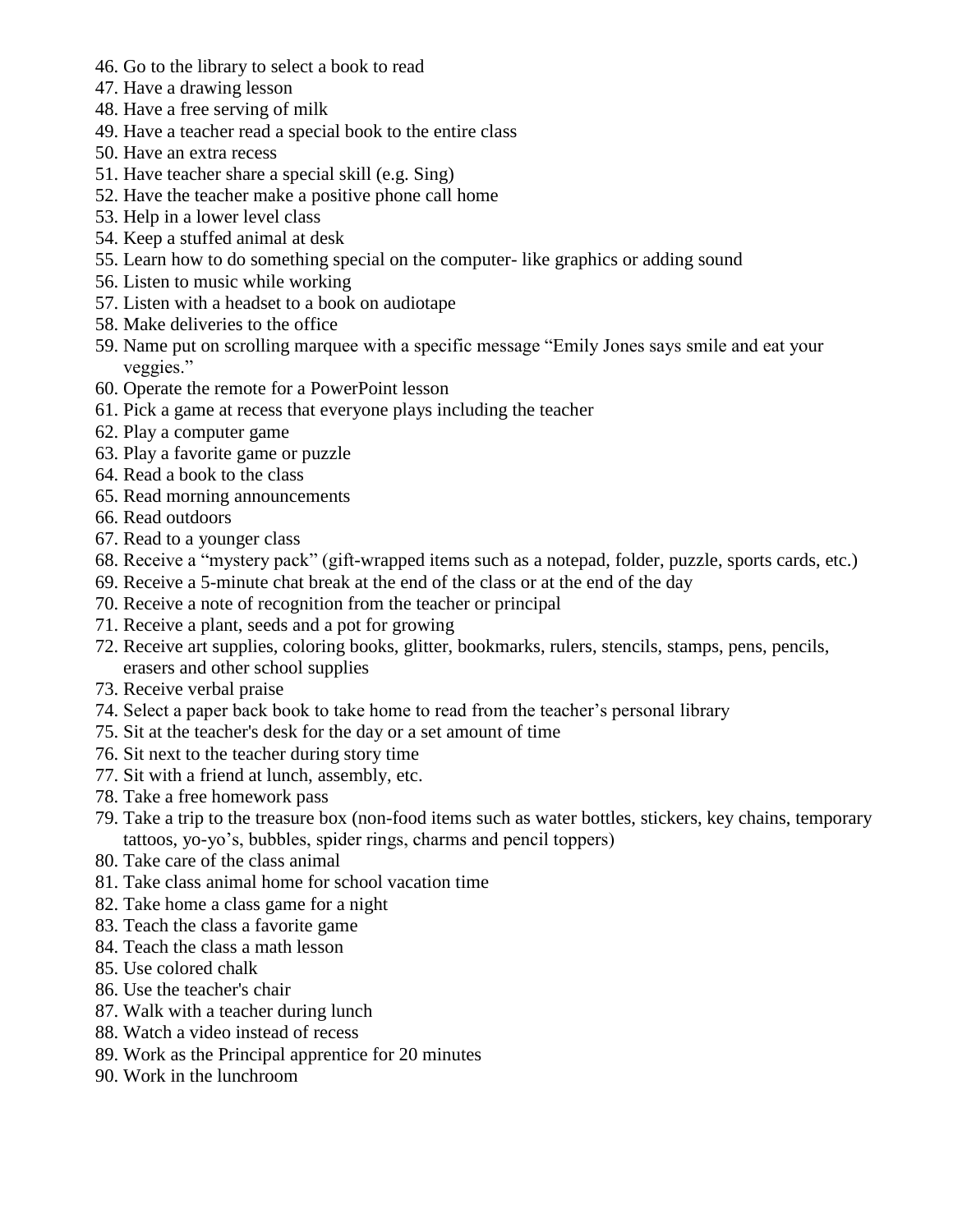46. Go to the library to select a book to read
47. Have a drawing lesson
48. Have a free serving of milk
49. Have a teacher read a special book to the entire class
50. Have an extra recess
51. Have teacher share a special skill (e.g. Sing)
52. Have the teacher make a positive phone call home
53. Help in a lower level class
54. Keep a stuffed animal at desk
55. Learn how to do something special on the computer- like graphics or adding sound
56. Listen to music while working
57. Listen with a headset to a book on audiotape
58. Make deliveries to the office
59. Name put on scrolling marquee with a specific message "Emily Jones says smile and eat your veggies."
60. Operate the remote for a PowerPoint lesson
61. Pick a game at recess that everyone plays including the teacher
62. Play a computer game
63. Play a favorite game or puzzle
64. Read a book to the class
65. Read morning announcements
66. Read outdoors
67. Read to a younger class
68. Receive a "mystery pack" (gift-wrapped items such as a notepad, folder, puzzle, sports cards, etc.)
69. Receive a 5-minute chat break at the end of the class or at the end of the day
70. Receive a note of recognition from the teacher or principal
71. Receive a plant, seeds and a pot for growing
72. Receive art supplies, coloring books, glitter, bookmarks, rulers, stencils, stamps, pens, pencils, erasers and other school supplies
73. Receive verbal praise
74. Select a paper back book to take home to read from the teacher's personal library
75. Sit at the teacher's desk for the day or a set amount of time
76. Sit next to the teacher during story time
77. Sit with a friend at lunch, assembly, etc.
78. Take a free homework pass
79. Take a trip to the treasure box (non-food items such as water bottles, stickers, key chains, temporary tattoos, yo-yo's, bubbles, spider rings, charms and pencil toppers)
80. Take care of the class animal
81. Take class animal home for school vacation time
82. Take home a class game for a night
83. Teach the class a favorite game
84. Teach the class a math lesson
85. Use colored chalk
86. Use the teacher's chair
87. Walk with a teacher during lunch
88. Watch a video instead of recess
89. Work as the Principal apprentice for 20 minutes
90. Work in the lunchroom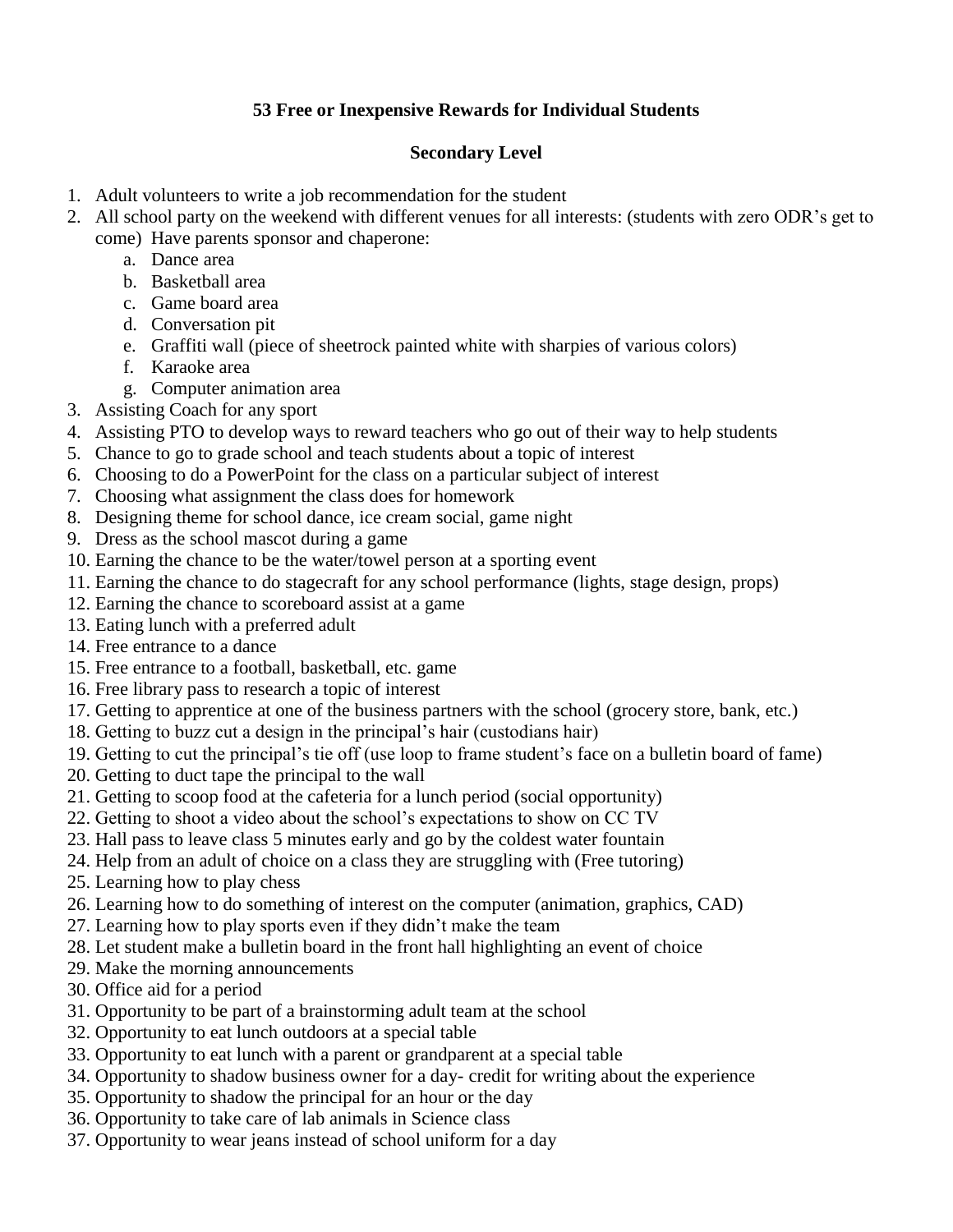**53 Free or Inexpensive Rewards for Individual Students**

**Secondary Level**

1. Adult volunteers to write a job recommendation for the student
2. All school party on the weekend with different venues for all interests: (students with zero ODR's get to come) Have parents sponsor and chaperone:
   a. Dance area
   b. Basketball area
   c. Game board area
   d. Conversation pit
   e. Graffiti wall (piece of sheetrock painted white with sharpies of various colors)
   f. Karaoke area
   g. Computer animation area
3. Assisting Coach for any sport
4. Assisting PTO to develop ways to reward teachers who go out of their way to help students
5. Chance to go to grade school and teach students about a topic of interest
6. Choosing to do a PowerPoint for the class on a particular subject of interest
7. Choosing what assignment the class does for homework
8. Designing theme for school dance, ice cream social, game night
9. Dress as the school mascot during a game
10. Earning the chance to be the water/towel person at a sporting event
11. Earning the chance to do stagecraft for any school performance (lights, stage design, props)
12. Earning the chance to scoreboard assist at a game
13. Eating lunch with a preferred adult
14. Free entrance to a dance
15. Free entrance to a football, basketball, etc. game
16. Free library pass to research a topic of interest
17. Getting to apprentice at one of the business partners with the school (grocery store, bank, etc.)
18. Getting to buzz cut a design in the principal's hair (custodians hair)
19. Getting to cut the principal's tie off (use loop to frame student's face on a bulletin board of fame)
20. Getting to duct tape the principal to the wall
21. Getting to scoop food at the cafeteria for a lunch period (social opportunity)
22. Getting to shoot a video about the school's expectations to show on CC TV
23. Hall pass to leave class 5 minutes early and go by the coldest water fountain
24. Help from an adult of choice on a class they are struggling with (Free tutoring)
25. Learning how to play chess
26. Learning how to do something of interest on the computer (animation, graphics, CAD)
27. Learning how to play sports even if they didn't make the team
28. Let student make a bulletin board in the front hall highlighting an event of choice
29. Make the morning announcements
30. Office aid for a period
31. Opportunity to be part of a brainstorming adult team at the school
32. Opportunity to eat lunch outdoors at a special table
33. Opportunity to eat lunch with a parent or grandparent at a special table
34. Opportunity to shadow business owner for a day- credit for writing about the experience
35. Opportunity to shadow the principal for an hour or the day
36. Opportunity to take care of lab animals in Science class
37. Opportunity to wear jeans instead of school uniform for a day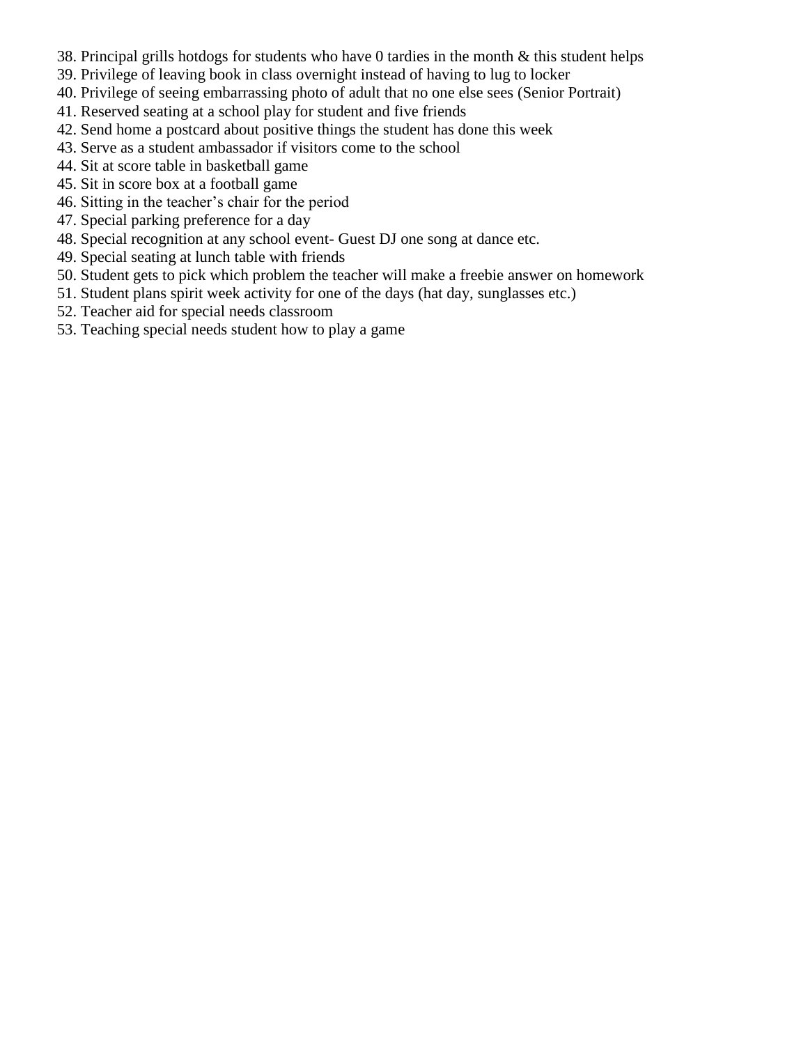38. Principal grills hotdogs for students who have 0 tardies in the month & this student helps
39. Privilege of leaving book in class overnight instead of having to lug to locker
40. Privilege of seeing embarrassing photo of adult that no one else sees (Senior Portrait)
41. Reserved seating at a school play for student and five friends
42. Send home a postcard about positive things the student has done this week
43. Serve as a student ambassador if visitors come to the school
44. Sit at score table in basketball game
45. Sit in score box at a football game
46. Sitting in the teacher's chair for the period
47. Special parking preference for a day
48. Special recognition at any school event- Guest DJ one song at dance etc.
49. Special seating at lunch table with friends
50. Student gets to pick which problem the teacher will make a freebie answer on homework
51. Student plans spirit week activity for one of the days (hat day, sunglasses etc.)
52. Teacher aid for special needs classroom
53. Teaching special needs student how to play a game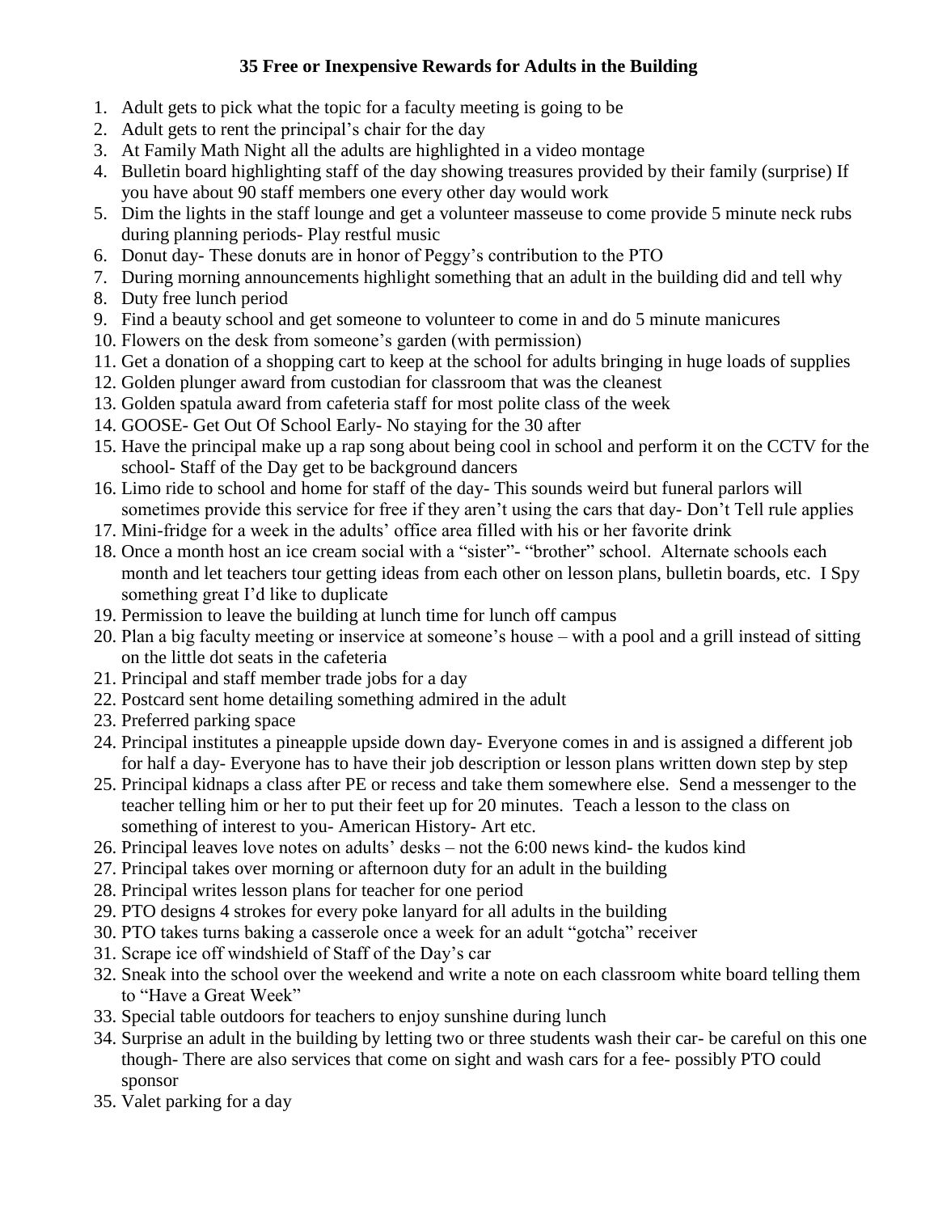**35 Free or Inexpensive Rewards for Adults in the Building**

1. Adult gets to pick what the topic for a faculty meeting is going to be
2. Adult gets to rent the principal's chair for the day
3. At Family Math Night all the adults are highlighted in a video montage
4. Bulletin board highlighting staff of the day showing treasures provided by their family (surprise) If you have about 90 staff members one every other day would work
5. Dim the lights in the staff lounge and get a volunteer masseuse to come provide 5 minute neck rubs during planning periods- Play restful music
6. Donut day- These donuts are in honor of Peggy's contribution to the PTO
7. During morning announcements highlight something that an adult in the building did and tell why
8. Duty free lunch period
9. Find a beauty school and get someone to volunteer to come in and do 5 minute manicures
10. Flowers on the desk from someone's garden (with permission)
11. Get a donation of a shopping cart to keep at the school for adults bringing in huge loads of supplies
12. Golden plunger award from custodian for classroom that was the cleanest
13. Golden spatula award from cafeteria staff for most polite class of the week
14. GOOSE- Get Out Of School Early- No staying for the 30 after
15. Have the principal make up a rap song about being cool in school and perform it on the CCTV for the school- Staff of the Day get to be background dancers
16. Limo ride to school and home for staff of the day- This sounds weird but funeral parlors will sometimes provide this service for free if they aren't using the cars that day- Don't Tell rule applies
17. Mini-fridge for a week in the adults' office area filled with his or her favorite drink
18. Once a month host an ice cream social with a "sister"- "brother" school. Alternate schools each month and let teachers tour getting ideas from each other on lesson plans, bulletin boards, etc. I Spy something great I'd like to duplicate
19. Permission to leave the building at lunch time for lunch off campus
20. Plan a big faculty meeting or inservice at someone's house – with a pool and a grill instead of sitting on the little dot seats in the cafeteria
21. Principal and staff member trade jobs for a day
22. Postcard sent home detailing something admired in the adult
23. Preferred parking space
24. Principal institutes a pineapple upside down day- Everyone comes in and is assigned a different job for half a day- Everyone has to have their job description or lesson plans written down step by step
25. Principal kidnaps a class after PE or recess and take them somewhere else. Send a messenger to the teacher telling him or her to put their feet up for 20 minutes. Teach a lesson to the class on something of interest to you- American History- Art etc.
26. Principal leaves love notes on adults' desks – not the 6:00 news kind- the kudos kind
27. Principal takes over morning or afternoon duty for an adult in the building
28. Principal writes lesson plans for teacher for one period
29. PTO designs 4 strokes for every poke lanyard for all adults in the building
30. PTO takes turns baking a casserole once a week for an adult "gotcha" receiver
31. Scrape ice off windshield of Staff of the Day's car
32. Sneak into the school over the weekend and write a note on each classroom white board telling them to "Have a Great Week"
33. Special table outdoors for teachers to enjoy sunshine during lunch
34. Surprise an adult in the building by letting two or three students wash their car- be careful on this one though- There are also services that come on sight and wash cars for a fee- possibly PTO could sponsor
35. Valet parking for a day